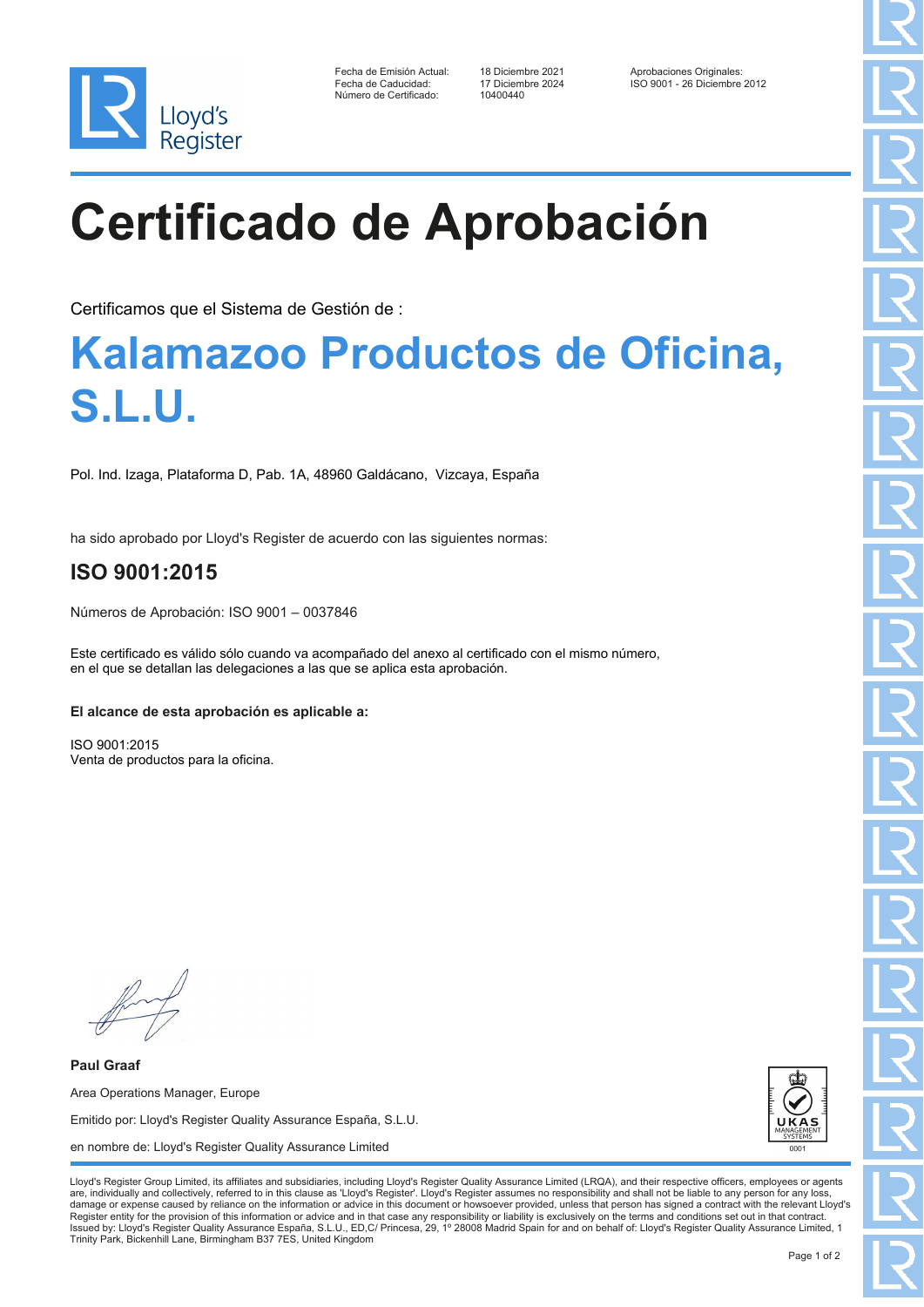Lloyd's Register

| | | |
|---|---|---|
| Fecha de Emisión Actual: | 18 Diciembre 2021 | Aprobaciones Originales: |
| Fecha de Caducidad: | 17 Diciembre 2024 | ISO 9001 - 26 Diciembre 2012 |
| Número de Certificado: | 10400440 | |

# Certificado de Aprobación

Certificamos que el Sistema de Gestión de :

## Kalamazoo Productos de Oficina, S.L.U.

Pol. Ind. Izaga, Plataforma D, Pab. 1A, 48960 Galdácano, Vizcaya, España

ha sido aprobado por Lloyd's Register de acuerdo con las siguientes normas:

### ISO 9001:2015

Números de Aprobación: ISO 9001 – 0037846

Este certificado es válido sólo cuando va acompañado del anexo al certificado con el mismo número, en el que se detallan las delegaciones a las que se aplica esta aprobación.

**El alcance de esta aprobación es aplicable a:**

ISO 9001:2015
Venta de productos para la oficina.

**Paul Graaf**

Area Operations Manager, Europe

Emitido por: Lloyd's Register Quality Assurance España, S.L.U.

en nombre de: Lloyd's Register Quality Assurance Limited

UKAS MANAGEMENT SYSTEMS 0001

Lloyd's Register Group Limited, its affiliates and subsidiaries, including Lloyd's Register Quality Assurance Limited (LRQA), and their respective officers, employees or agents are, individually and collectively, referred to in this clause as 'Lloyd's Register'. Lloyd's Register assumes no responsibility and shall not be liable to any person for any loss, damage or expense caused by reliance on the information or advice in this document or howsoever provided, unless that person has signed a contract with the relevant Lloyd's Register entity for the provision of this information or advice and in that case any responsibility or liability is exclusively on the terms and conditions set out in that contract.
Issued by: Lloyd's Register Quality Assurance España, S.L.U., ED,C/ Princesa, 29, 1º 28008 Madrid Spain for and on behalf of: Lloyd's Register Quality Assurance Limited, 1 Trinity Park, Bickenhill Lane, Birmingham B37 7ES, United Kingdom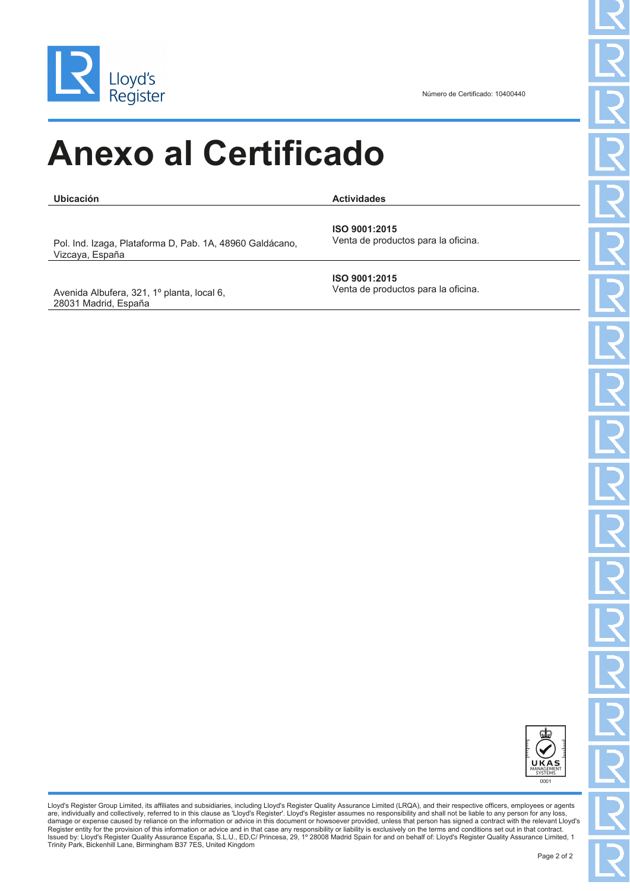Número de Certificado: 10400440

# Anexo al Certificado

| Ubicación | Actividades |
| --- | --- |
| Pol. Ind. Izaga, Plataforma D, Pab. 1A, 48960 Galdácano, Vizcaya, España | **ISO 9001:2015** Venta de productos para la oficina. |
| Avenida Albufera, 321, 1º planta, local 6, 28031 Madrid, España | **ISO 9001:2015** Venta de productos para la oficina. |

UKAS MANAGEMENT SYSTEMS 0001

Lloyd's Register Group Limited, its affiliates and subsidiaries, including Lloyd's Register Quality Assurance Limited (LRQA), and their respective officers, employees or agents are, individually and collectively, referred to in this clause as 'Lloyd's Register'. Lloyd's Register assumes no responsibility and shall not be liable to any person for any loss, damage or expense caused by reliance on the information or advice in this document or howsoever provided, unless that person has signed a contract with the relevant Lloyd's Register entity for the provision of this information or advice and in that case any responsibility or liability is exclusively on the terms and conditions set out in that contract.
Issued by: Lloyd's Register Quality Assurance España, S.L.U., ED,C/ Princesa, 29, 1º 28008 Madrid Spain for and on behalf of: Lloyd's Register Quality Assurance Limited, 1 Trinity Park, Bickenhill Lane, Birmingham B37 7ES, United Kingdom